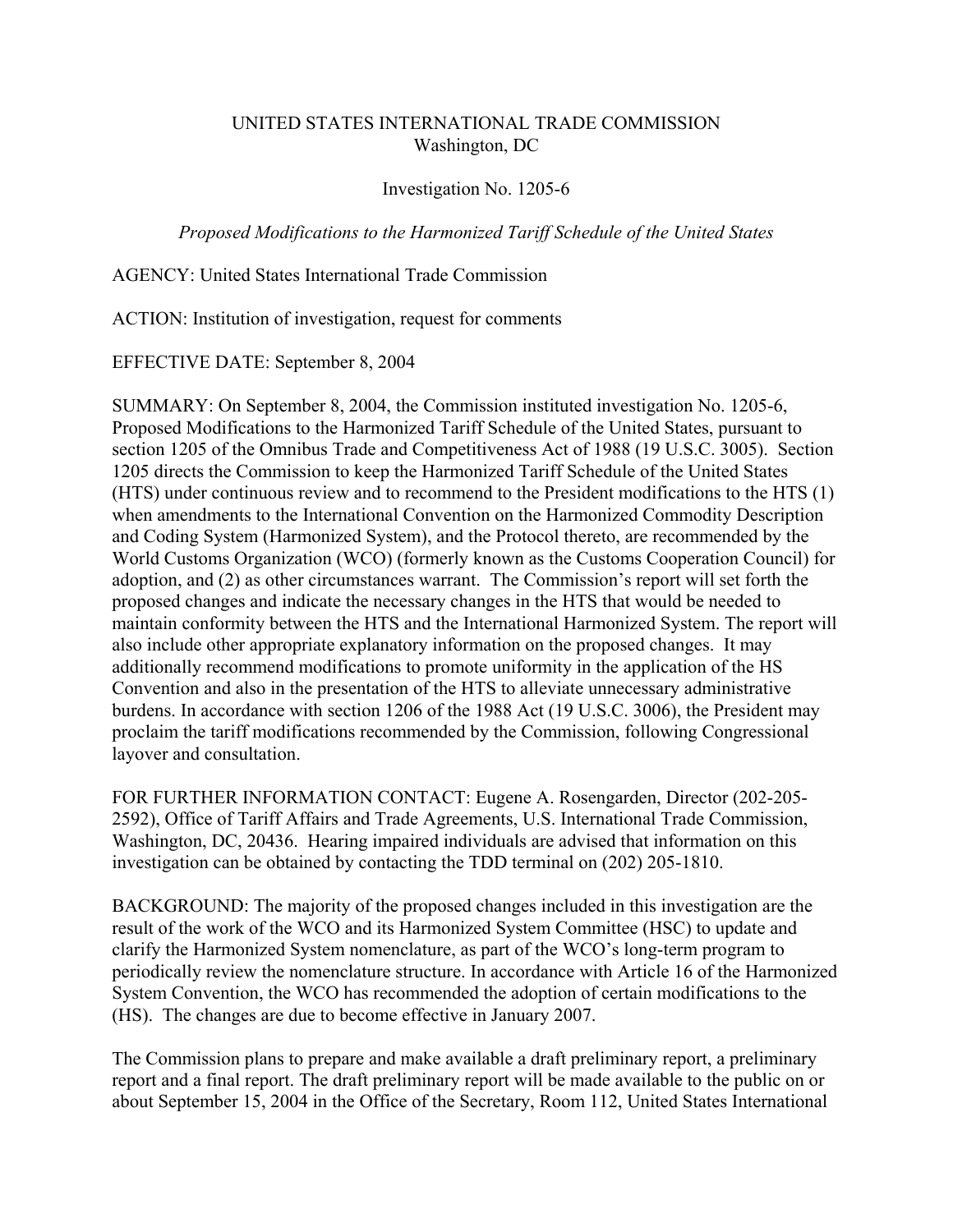UNITED STATES INTERNATIONAL TRADE COMMISSION
Washington, DC

Investigation No. 1205-6

*Proposed Modifications to the Harmonized Tariff Schedule of the United States*

AGENCY: United States International Trade Commission

ACTION: Institution of investigation, request for comments

EFFECTIVE DATE: September 8, 2004

SUMMARY: On September 8, 2004, the Commission instituted investigation No. 1205-6, Proposed Modifications to the Harmonized Tariff Schedule of the United States, pursuant to section 1205 of the Omnibus Trade and Competitiveness Act of 1988 (19 U.S.C. 3005). Section 1205 directs the Commission to keep the Harmonized Tariff Schedule of the United States (HTS) under continuous review and to recommend to the President modifications to the HTS (1) when amendments to the International Convention on the Harmonized Commodity Description and Coding System (Harmonized System), and the Protocol thereto, are recommended by the World Customs Organization (WCO) (formerly known as the Customs Cooperation Council) for adoption, and (2) as other circumstances warrant. The Commission's report will set forth the proposed changes and indicate the necessary changes in the HTS that would be needed to maintain conformity between the HTS and the International Harmonized System. The report will also include other appropriate explanatory information on the proposed changes. It may additionally recommend modifications to promote uniformity in the application of the HS Convention and also in the presentation of the HTS to alleviate unnecessary administrative burdens. In accordance with section 1206 of the 1988 Act (19 U.S.C. 3006), the President may proclaim the tariff modifications recommended by the Commission, following Congressional layover and consultation.

FOR FURTHER INFORMATION CONTACT: Eugene A. Rosengarden, Director (202-205-2592), Office of Tariff Affairs and Trade Agreements, U.S. International Trade Commission, Washington, DC, 20436. Hearing impaired individuals are advised that information on this investigation can be obtained by contacting the TDD terminal on (202) 205-1810.

BACKGROUND: The majority of the proposed changes included in this investigation are the result of the work of the WCO and its Harmonized System Committee (HSC) to update and clarify the Harmonized System nomenclature, as part of the WCO's long-term program to periodically review the nomenclature structure. In accordance with Article 16 of the Harmonized System Convention, the WCO has recommended the adoption of certain modifications to the (HS). The changes are due to become effective in January 2007.

The Commission plans to prepare and make available a draft preliminary report, a preliminary report and a final report. The draft preliminary report will be made available to the public on or about September 15, 2004 in the Office of the Secretary, Room 112, United States International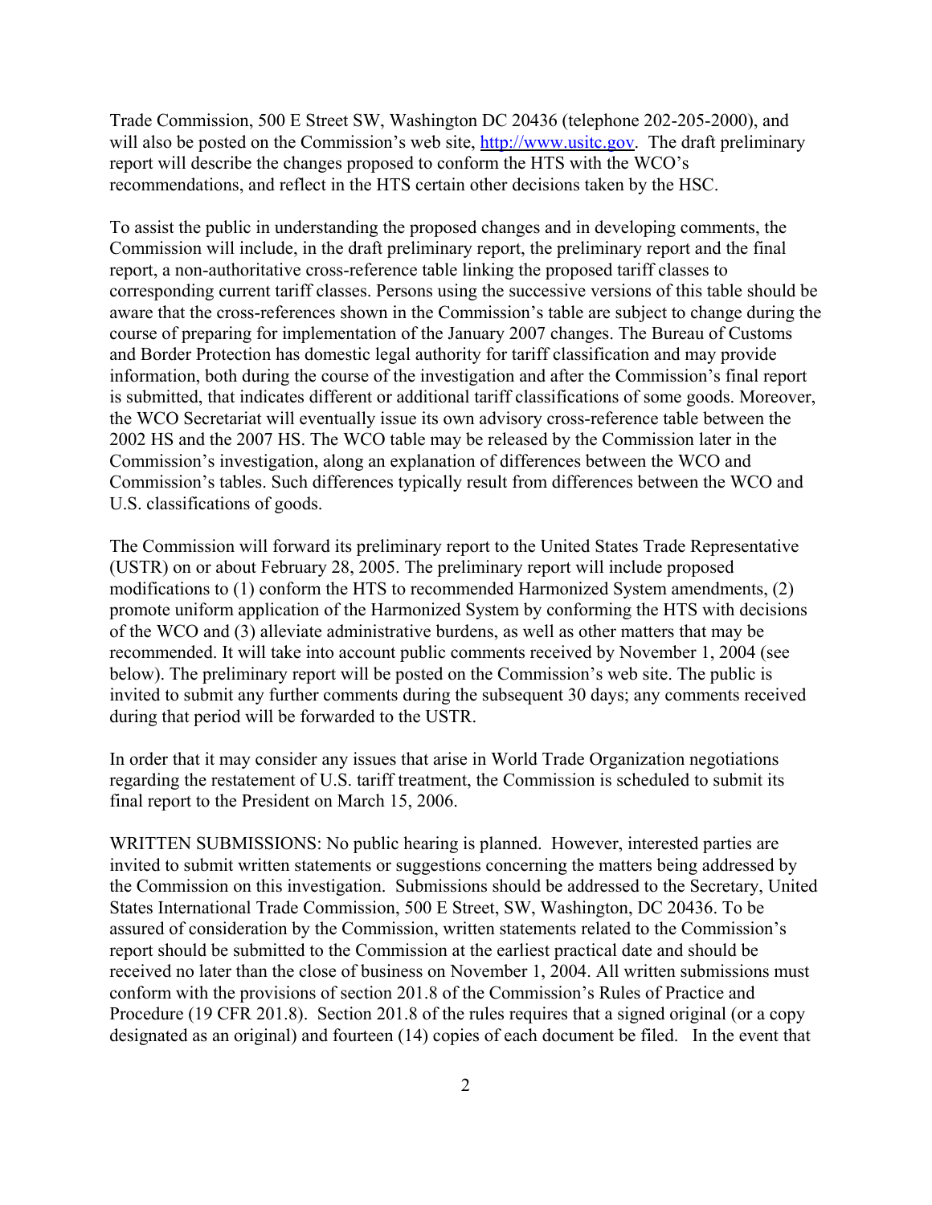Trade Commission, 500 E Street SW, Washington DC 20436 (telephone 202-205-2000), and will also be posted on the Commission's web site, http://www.usitc.gov. The draft preliminary report will describe the changes proposed to conform the HTS with the WCO's recommendations, and reflect in the HTS certain other decisions taken by the HSC.

To assist the public in understanding the proposed changes and in developing comments, the Commission will include, in the draft preliminary report, the preliminary report and the final report, a non-authoritative cross-reference table linking the proposed tariff classes to corresponding current tariff classes. Persons using the successive versions of this table should be aware that the cross-references shown in the Commission's table are subject to change during the course of preparing for implementation of the January 2007 changes. The Bureau of Customs and Border Protection has domestic legal authority for tariff classification and may provide information, both during the course of the investigation and after the Commission's final report is submitted, that indicates different or additional tariff classifications of some goods. Moreover, the WCO Secretariat will eventually issue its own advisory cross-reference table between the 2002 HS and the 2007 HS. The WCO table may be released by the Commission later in the Commission's investigation, along an explanation of differences between the WCO and Commission's tables. Such differences typically result from differences between the WCO and U.S. classifications of goods.

The Commission will forward its preliminary report to the United States Trade Representative (USTR) on or about February 28, 2005. The preliminary report will include proposed modifications to (1) conform the HTS to recommended Harmonized System amendments, (2) promote uniform application of the Harmonized System by conforming the HTS with decisions of the WCO and (3) alleviate administrative burdens, as well as other matters that may be recommended. It will take into account public comments received by November 1, 2004 (see below). The preliminary report will be posted on the Commission's web site. The public is invited to submit any further comments during the subsequent 30 days; any comments received during that period will be forwarded to the USTR.

In order that it may consider any issues that arise in World Trade Organization negotiations regarding the restatement of U.S. tariff treatment, the Commission is scheduled to submit its final report to the President on March 15, 2006.

WRITTEN SUBMISSIONS: No public hearing is planned. However, interested parties are invited to submit written statements or suggestions concerning the matters being addressed by the Commission on this investigation. Submissions should be addressed to the Secretary, United States International Trade Commission, 500 E Street, SW, Washington, DC 20436. To be assured of consideration by the Commission, written statements related to the Commission's report should be submitted to the Commission at the earliest practical date and should be received no later than the close of business on November 1, 2004. All written submissions must conform with the provisions of section 201.8 of the Commission's Rules of Practice and Procedure (19 CFR 201.8). Section 201.8 of the rules requires that a signed original (or a copy designated as an original) and fourteen (14) copies of each document be filed. In the event that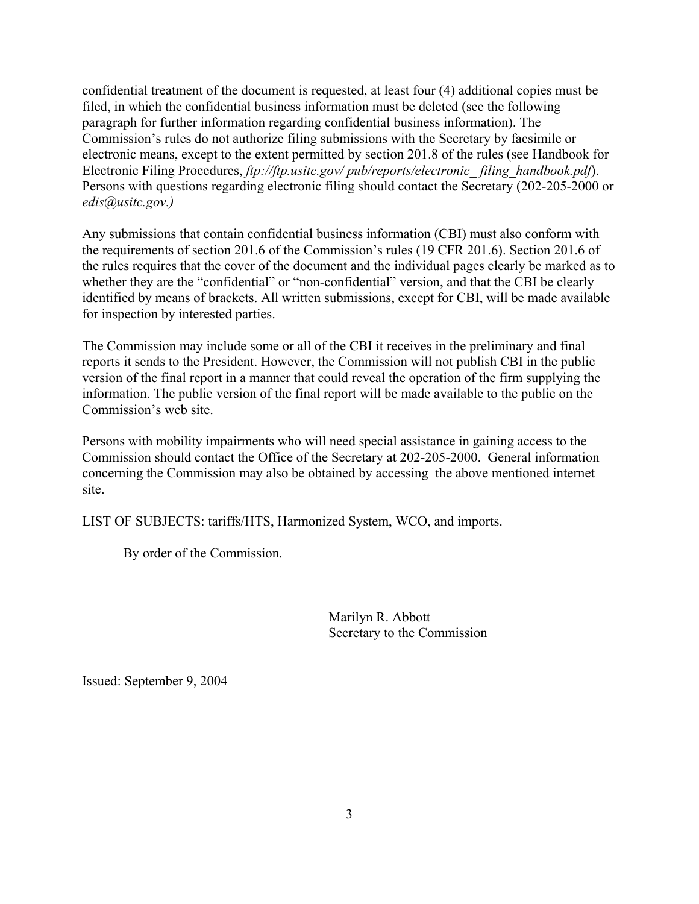confidential treatment of the document is requested, at least four (4) additional copies must be filed, in which the confidential business information must be deleted (see the following paragraph for further information regarding confidential business information). The Commission's rules do not authorize filing submissions with the Secretary by facsimile or electronic means, except to the extent permitted by section 201.8 of the rules (see Handbook for Electronic Filing Procedures, *ftp://ftp.usitc.gov/ pub/reports/electronic_ filing_handbook.pdf*). Persons with questions regarding electronic filing should contact the Secretary (202-205-2000 or *edis@usitc.gov.)*

Any submissions that contain confidential business information (CBI) must also conform with the requirements of section 201.6 of the Commission's rules (19 CFR 201.6). Section 201.6 of the rules requires that the cover of the document and the individual pages clearly be marked as to whether they are the "confidential" or "non-confidential" version, and that the CBI be clearly identified by means of brackets. All written submissions, except for CBI, will be made available for inspection by interested parties.

The Commission may include some or all of the CBI it receives in the preliminary and final reports it sends to the President. However, the Commission will not publish CBI in the public version of the final report in a manner that could reveal the operation of the firm supplying the information. The public version of the final report will be made available to the public on the Commission's web site.

Persons with mobility impairments who will need special assistance in gaining access to the Commission should contact the Office of the Secretary at 202-205-2000. General information concerning the Commission may also be obtained by accessing the above mentioned internet site.

LIST OF SUBJECTS: tariffs/HTS, Harmonized System, WCO, and imports.

By order of the Commission.

Marilyn R. Abbott
Secretary to the Commission

Issued: September 9, 2004